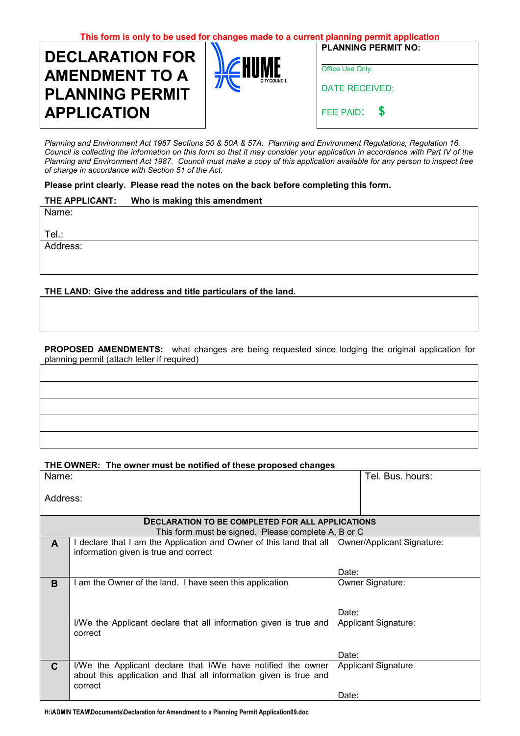**This form is only to be used for changes made to a current planning permit application**

# DECLARATION FOR AMENDMENT TO A PLANNING PERMIT APPLICATION

HUME CITY COUNCIL

| PLANNING PERMIT NO: |
|---|
| Office Use Only: |
| DATE RECEIVED: |
| FEE PAID: $ |

*Planning and Environment Act 1987 Sections 50 & 50A & 57A. Planning and Environment Regulations, Regulation 16. Council is collecting the information on this form so that it may consider your application in accordance with Part IV of the Planning and Environment Act 1987. Council must make a copy of this application available for any person to inspect free of charge in accordance with Section 51 of the Act.*

**Please print clearly. Please read the notes on the back before completing this form.**

**THE APPLICANT: Who is making this amendment**

| |
|---|
| Name: <br><br> Tel.: |
| Address: |

**THE LAND: Give the address and title particulars of the land.**

| |
|---|
| |

**PROPOSED AMENDMENTS:** what changes are being requested since lodging the original application for planning permit (attach letter if required)

| |
|---|
| |
| |
| |
| |
| |

**THE OWNER: The owner must be notified of these proposed changes**

| | |
|---|---|
| Name: <br><br> Address: | Tel. Bus. hours: |

| **DECLARATION TO BE COMPLETED FOR ALL APPLICATIONS**<br>This form must be signed. Please complete A, B or C | | |
|---|---|---|
| **A** | I declare that I am the Application and Owner of this land that all information given is true and correct | Owner/Applicant Signature:<br><br>Date: |
| **B** | I am the Owner of the land. I have seen this application | Owner Signature:<br><br>Date: |
| | I/We the Applicant declare that all information given is true and correct | Applicant Signature:<br><br>Date: |
| **C** | I/We the Applicant declare that I/We have notified the owner about this application and that all information given is true and correct | Applicant Signature<br><br>Date: |

H:\ADMIN TEAM\Documents\Declaration for Amendment to a Planning Permit Application09.doc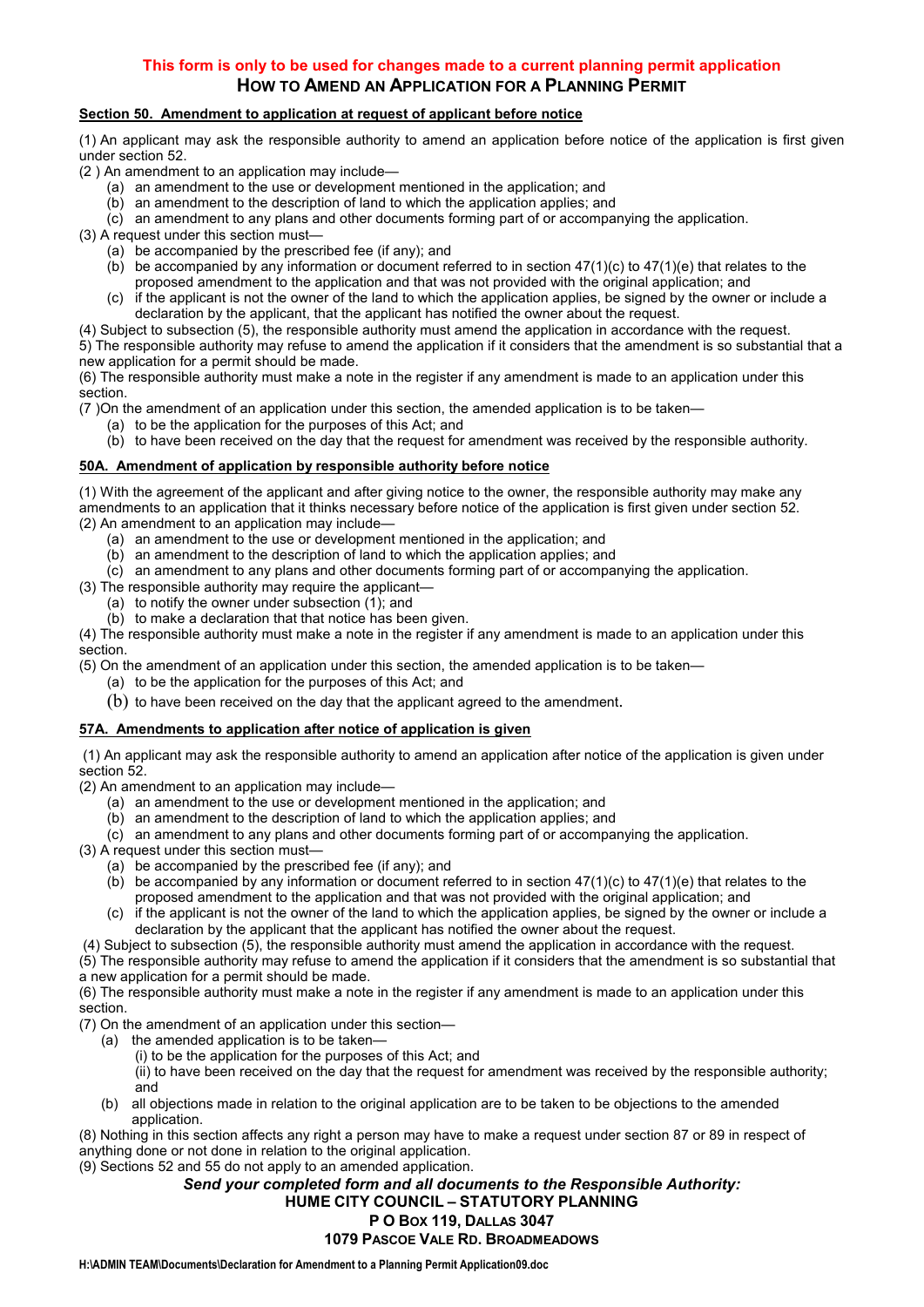**This form is only to be used for changes made to a current planning permit application**

## How to Amend an Application for a Planning Permit

**Section 50. Amendment to application at request of applicant before notice**

(1) An applicant may ask the responsible authority to amend an application before notice of the application is first given under section 52.

(2 ) An amendment to an application may include—

- (a) an amendment to the use or development mentioned in the application; and
- (b) an amendment to the description of land to which the application applies; and
- (c) an amendment to any plans and other documents forming part of or accompanying the application.

(3) A request under this section must—

- (a) be accompanied by the prescribed fee (if any); and
- (b) be accompanied by any information or document referred to in section 47(1)(c) to 47(1)(e) that relates to the proposed amendment to the application and that was not provided with the original application; and
- (c) if the applicant is not the owner of the land to which the application applies, be signed by the owner or include a declaration by the applicant, that the applicant has notified the owner about the request.

(4) Subject to subsection (5), the responsible authority must amend the application in accordance with the request.

5) The responsible authority may refuse to amend the application if it considers that the amendment is so substantial that a new application for a permit should be made.

(6) The responsible authority must make a note in the register if any amendment is made to an application under this section.

(7 )On the amendment of an application under this section, the amended application is to be taken—

- (a) to be the application for the purposes of this Act; and
- (b) to have been received on the day that the request for amendment was received by the responsible authority.

**50A. Amendment of application by responsible authority before notice**

(1) With the agreement of the applicant and after giving notice to the owner, the responsible authority may make any amendments to an application that it thinks necessary before notice of the application is first given under section 52.

(2) An amendment to an application may include—

- (a) an amendment to the use or development mentioned in the application; and
- (b) an amendment to the description of land to which the application applies; and
- (c) an amendment to any plans and other documents forming part of or accompanying the application.

(3) The responsible authority may require the applicant—

- (a) to notify the owner under subsection (1); and
- (b) to make a declaration that that notice has been given.

(4) The responsible authority must make a note in the register if any amendment is made to an application under this section.

(5) On the amendment of an application under this section, the amended application is to be taken—

- (a) to be the application for the purposes of this Act; and
- (b) to have been received on the day that the applicant agreed to the amendment.

**57A. Amendments to application after notice of application is given**

(1) An applicant may ask the responsible authority to amend an application after notice of the application is given under section 52.

(2) An amendment to an application may include—

- (a) an amendment to the use or development mentioned in the application; and
- (b) an amendment to the description of land to which the application applies; and
- (c) an amendment to any plans and other documents forming part of or accompanying the application.

(3) A request under this section must—

- (a) be accompanied by the prescribed fee (if any); and
- (b) be accompanied by any information or document referred to in section 47(1)(c) to 47(1)(e) that relates to the proposed amendment to the application and that was not provided with the original application; and
- (c) if the applicant is not the owner of the land to which the application applies, be signed by the owner or include a declaration by the applicant that the applicant has notified the owner about the request.

(4) Subject to subsection (5), the responsible authority must amend the application in accordance with the request.

(5) The responsible authority may refuse to amend the application if it considers that the amendment is so substantial that a new application for a permit should be made.

(6) The responsible authority must make a note in the register if any amendment is made to an application under this section.

(7) On the amendment of an application under this section—

- (a) the amended application is to be taken—
  - (i) to be the application for the purposes of this Act; and
  - (ii) to have been received on the day that the request for amendment was received by the responsible authority; and
- (b) all objections made in relation to the original application are to be taken to be objections to the amended application.

(8) Nothing in this section affects any right a person may have to make a request under section 87 or 89 in respect of anything done or not done in relation to the original application.

(9) Sections 52 and 55 do not apply to an amended application.

***Send your completed form and all documents to the Responsible Authority:***

**HUME CITY COUNCIL – STATUTORY PLANNING**

**P O BOX 119, DALLAS 3047**

**1079 PASCOE VALE RD. BROADMEADOWS**

H:\ADMIN TEAM\Documents\Declaration for Amendment to a Planning Permit Application09.doc